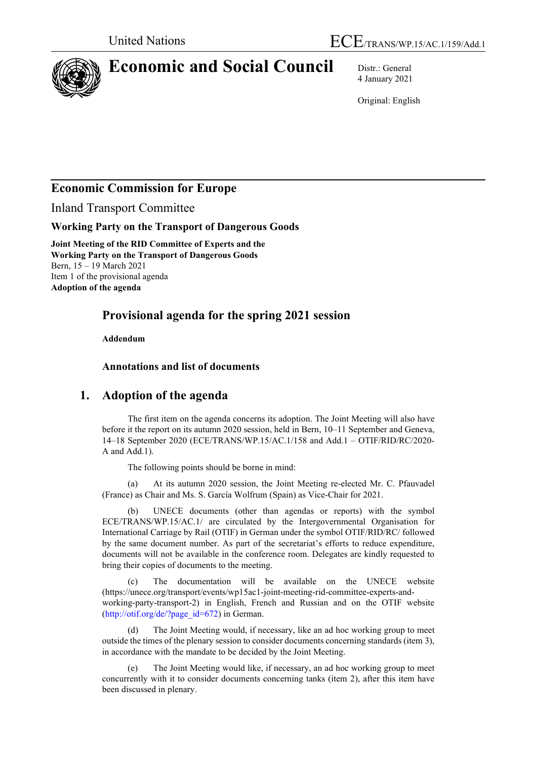United Nations

ECE/TRANS/WP.15/AC.1/159/Add.1

# Economic and Social Council

Distr.: General
4 January 2021

Original: English

## Economic Commission for Europe

Inland Transport Committee

### Working Party on the Transport of Dangerous Goods

**Joint Meeting of the RID Committee of Experts and the Working Party on the Transport of Dangerous Goods**
Bern, 15 – 19 March 2021
Item 1 of the provisional agenda
**Adoption of the agenda**

## Provisional agenda for the spring 2021 session

**Addendum**

### Annotations and list of documents

## 1. Adoption of the agenda

The first item on the agenda concerns its adoption. The Joint Meeting will also have before it the report on its autumn 2020 session, held in Bern, 10–11 September and Geneva, 14–18 September 2020 (ECE/TRANS/WP.15/AC.1/158 and Add.1 – OTIF/RID/RC/2020-A and Add.1).

The following points should be borne in mind:

(a) At its autumn 2020 session, the Joint Meeting re-elected Mr. C. Pfauvadel (France) as Chair and Ms. S. García Wolfrum (Spain) as Vice-Chair for 2021.

(b) UNECE documents (other than agendas or reports) with the symbol ECE/TRANS/WP.15/AC.1/ are circulated by the Intergovernmental Organisation for International Carriage by Rail (OTIF) in German under the symbol OTIF/RID/RC/ followed by the same document number. As part of the secretariat's efforts to reduce expenditure, documents will not be available in the conference room. Delegates are kindly requested to bring their copies of documents to the meeting.

(c) The documentation will be available on the UNECE website (https://unece.org/transport/events/wp15ac1-joint-meeting-rid-committee-experts-and-working-party-transport-2) in English, French and Russian and on the OTIF website (http://otif.org/de/?page_id=672) in German.

(d) The Joint Meeting would, if necessary, like an ad hoc working group to meet outside the times of the plenary session to consider documents concerning standards (item 3), in accordance with the mandate to be decided by the Joint Meeting.

(e) The Joint Meeting would like, if necessary, an ad hoc working group to meet concurrently with it to consider documents concerning tanks (item 2), after this item have been discussed in plenary.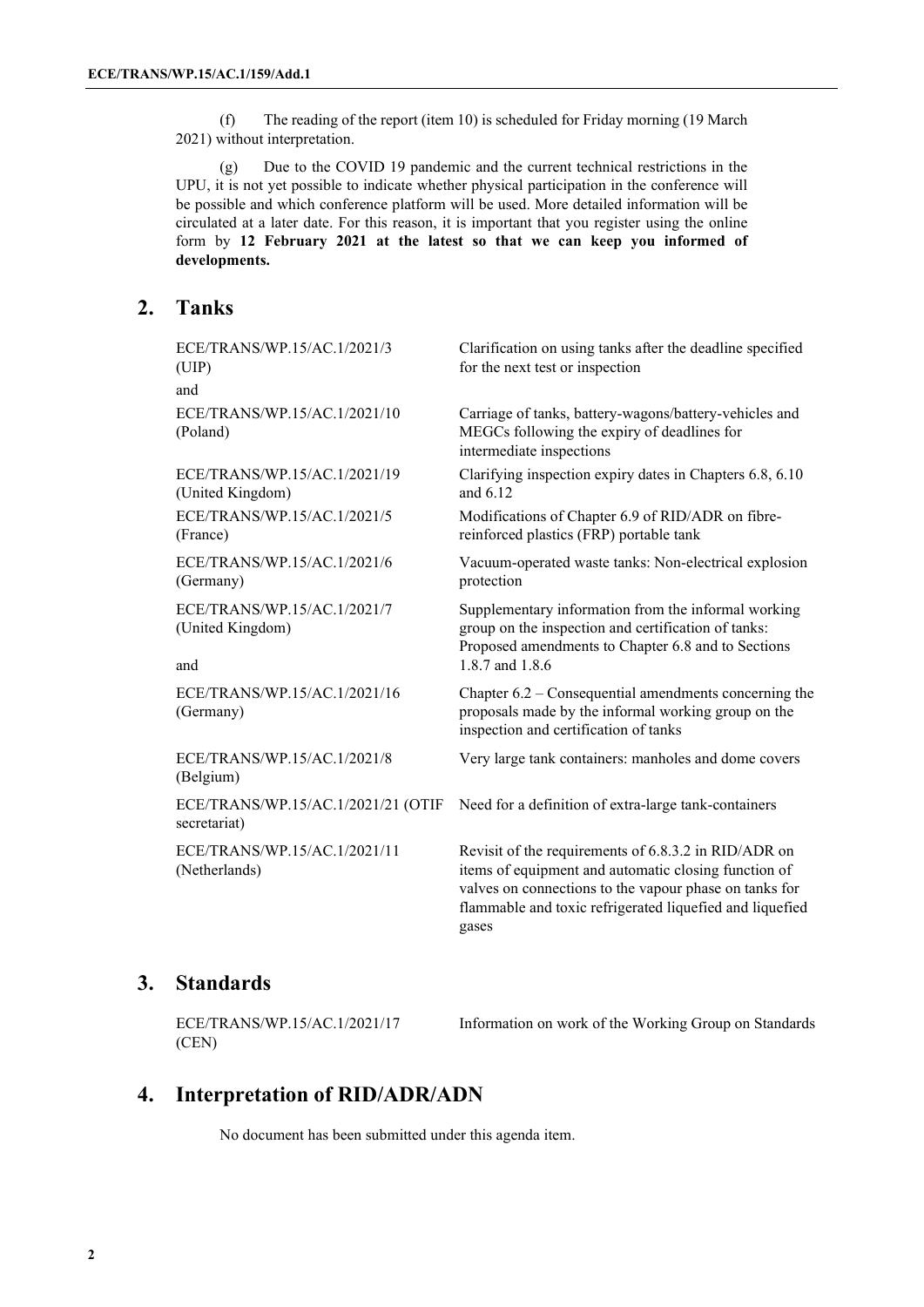(f) The reading of the report (item 10) is scheduled for Friday morning (19 March 2021) without interpretation.

(g) Due to the COVID 19 pandemic and the current technical restrictions in the UPU, it is not yet possible to indicate whether physical participation in the conference will be possible and which conference platform will be used. More detailed information will be circulated at a later date. For this reason, it is important that you register using the online form by **12 February 2021 at the latest so that we can keep you informed of developments.**

## 2. Tanks

| | |
|---|---|
| ECE/TRANS/WP.15/AC.1/2021/3 (UIP) | Clarification on using tanks after the deadline specified for the next test or inspection |
| and | |
| ECE/TRANS/WP.15/AC.1/2021/10 (Poland) | Carriage of tanks, battery-wagons/battery-vehicles and MEGCs following the expiry of deadlines for intermediate inspections |
| ECE/TRANS/WP.15/AC.1/2021/19 (United Kingdom) | Clarifying inspection expiry dates in Chapters 6.8, 6.10 and 6.12 |
| ECE/TRANS/WP.15/AC.1/2021/5 (France) | Modifications of Chapter 6.9 of RID/ADR on fibre-reinforced plastics (FRP) portable tank |
| ECE/TRANS/WP.15/AC.1/2021/6 (Germany) | Vacuum-operated waste tanks: Non-electrical explosion protection |
| ECE/TRANS/WP.15/AC.1/2021/7 (United Kingdom) | Supplementary information from the informal working group on the inspection and certification of tanks: Proposed amendments to Chapter 6.8 and to Sections 1.8.7 and 1.8.6 |
| and | |
| ECE/TRANS/WP.15/AC.1/2021/16 (Germany) | Chapter 6.2 – Consequential amendments concerning the proposals made by the informal working group on the inspection and certification of tanks |
| ECE/TRANS/WP.15/AC.1/2021/8 (Belgium) | Very large tank containers: manholes and dome covers |
| ECE/TRANS/WP.15/AC.1/2021/21 (OTIF secretariat) | Need for a definition of extra-large tank-containers |
| ECE/TRANS/WP.15/AC.1/2021/11 (Netherlands) | Revisit of the requirements of 6.8.3.2 in RID/ADR on items of equipment and automatic closing function of valves on connections to the vapour phase on tanks for flammable and toxic refrigerated liquefied and liquefied gases |

## 3. Standards

| | |
|---|---|
| ECE/TRANS/WP.15/AC.1/2021/17 (CEN) | Information on work of the Working Group on Standards |

## 4. Interpretation of RID/ADR/ADN

No document has been submitted under this agenda item.